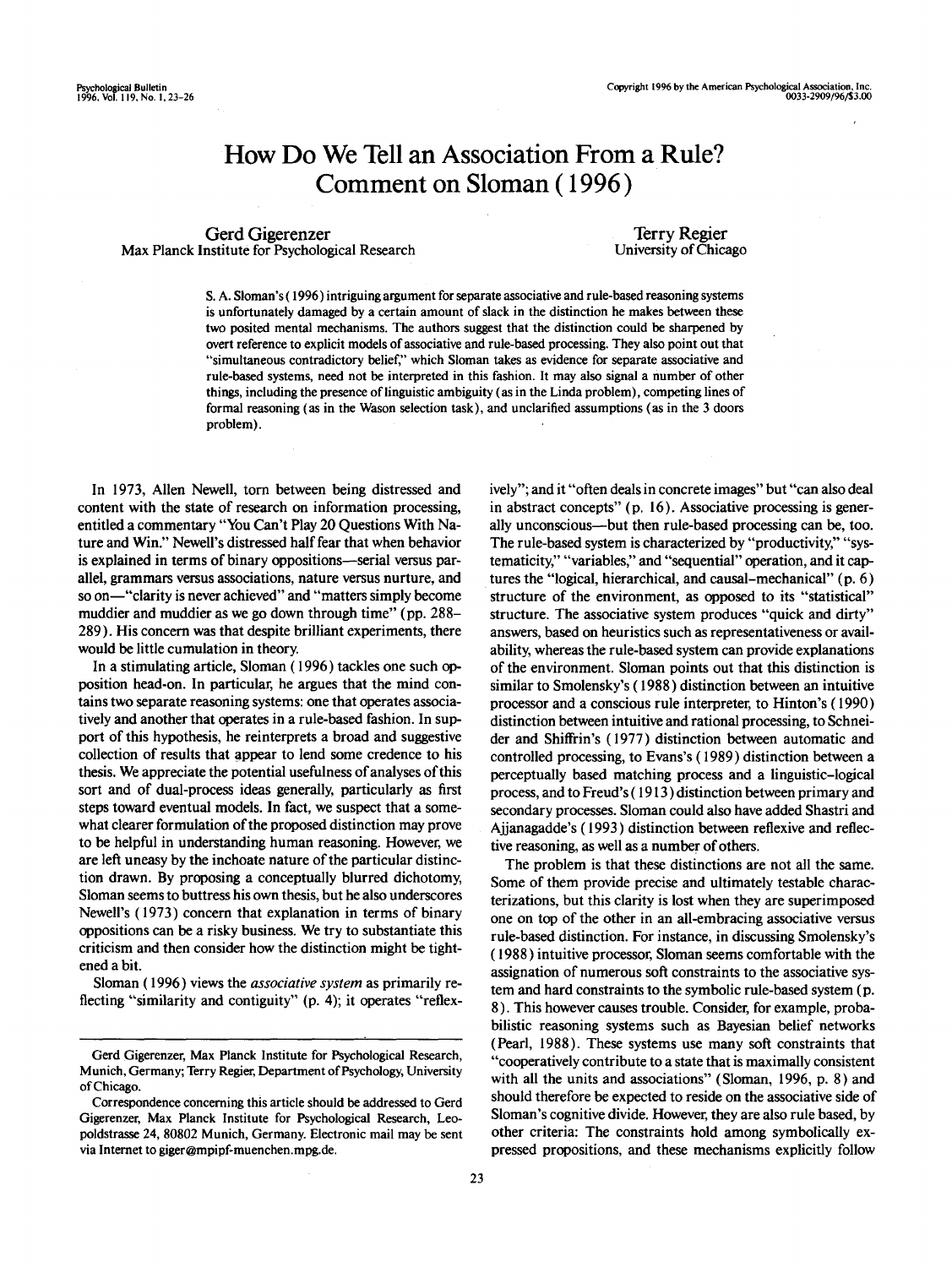# How Do We Tell an Association From a Rule? Comment on Sloman (1996)

Gerd Gigerenzer
Max Planck Institute for Psychological Research

Terry Regier
University of Chicago

S. A. Sloman's (1996) intriguing argument for separate associative and rule-based reasoning systems is unfortunately damaged by a certain amount of slack in the distinction he makes between these two posited mental mechanisms. The authors suggest that the distinction could be sharpened by overt reference to explicit models of associative and rule-based processing. They also point out that "simultaneous contradictory belief," which Sloman takes as evidence for separate associative and rule-based systems, need not be interpreted in this fashion. It may also signal a number of other things, including the presence of linguistic ambiguity (as in the Linda problem), competing lines of formal reasoning (as in the Wason selection task), and unclarified assumptions (as in the 3 doors problem).

In 1973, Allen Newell, torn between being distressed and content with the state of research on information processing, entitled a commentary "You Can't Play 20 Questions With Nature and Win." Newell's distressed half fear that when behavior is explained in terms of binary oppositions—serial versus parallel, grammars versus associations, nature versus nurture, and so on—"clarity is never achieved" and "matters simply become muddier and muddier as we go down through time" (pp. 288–289). His concern was that despite brilliant experiments, there would be little cumulation in theory.

In a stimulating article, Sloman (1996) tackles one such opposition head-on. In particular, he argues that the mind contains two separate reasoning systems: one that operates associatively and another that operates in a rule-based fashion. In support of this hypothesis, he reinterprets a broad and suggestive collection of results that appear to lend some credence to his thesis. We appreciate the potential usefulness of analyses of this sort and of dual-process ideas generally, particularly as first steps toward eventual models. In fact, we suspect that a somewhat clearer formulation of the proposed distinction may prove to be helpful in understanding human reasoning. However, we are left uneasy by the inchoate nature of the particular distinction drawn. By proposing a conceptually blurred dichotomy, Sloman seems to buttress his own thesis, but he also underscores Newell's (1973) concern that explanation in terms of binary oppositions can be a risky business. We try to substantiate this criticism and then consider how the distinction might be tightened a bit.

Sloman (1996) views the *associative system* as primarily reflecting "similarity and contiguity" (p. 4); it operates "reflexively"; and it "often deals in concrete images" but "can also deal in abstract concepts" (p. 16). Associative processing is generally unconscious—but then rule-based processing can be, too. The rule-based system is characterized by "productivity," "systematicity," "variables," and "sequential" operation, and it captures the "logical, hierarchical, and causal-mechanical" (p. 6) structure of the environment, as opposed to its "statistical" structure. The associative system produces "quick and dirty" answers, based on heuristics such as representativeness or availability, whereas the rule-based system can provide explanations of the environment. Sloman points out that this distinction is similar to Smolensky's (1988) distinction between an intuitive processor and a conscious rule interpreter, to Hinton's (1990) distinction between intuitive and rational processing, to Schneider and Shiffrin's (1977) distinction between automatic and controlled processing, to Evans's (1989) distinction between a perceptually based matching process and a linguistic–logical process, and to Freud's (1913) distinction between primary and secondary processes. Sloman could also have added Shastri and Ajjanagadde's (1993) distinction between reflexive and reflective reasoning, as well as a number of others.

The problem is that these distinctions are not all the same. Some of them provide precise and ultimately testable characterizations, but this clarity is lost when they are superimposed one on top of the other in an all-embracing associative versus rule-based distinction. For instance, in discussing Smolensky's (1988) intuitive processor, Sloman seems comfortable with the assignation of numerous soft constraints to the associative system and hard constraints to the symbolic rule-based system (p. 8). This however causes trouble. Consider, for example, probabilistic reasoning systems such as Bayesian belief networks (Pearl, 1988). These systems use many soft constraints that "cooperatively contribute to a state that is maximally consistent with all the units and associations" (Sloman, 1996, p. 8) and should therefore be expected to reside on the associative side of Sloman's cognitive divide. However, they are also rule based, by other criteria: The constraints hold among symbolically expressed propositions, and these mechanisms explicitly follow

Gerd Gigerenzer, Max Planck Institute for Psychological Research, Munich, Germany; Terry Regier, Department of Psychology, University of Chicago.

Correspondence concerning this article should be addressed to Gerd Gigerenzer, Max Planck Institute for Psychological Research, Leopoldstrasse 24, 80802 Munich, Germany. Electronic mail may be sent via Internet to giger@mpipf-muenchen.mpg.de.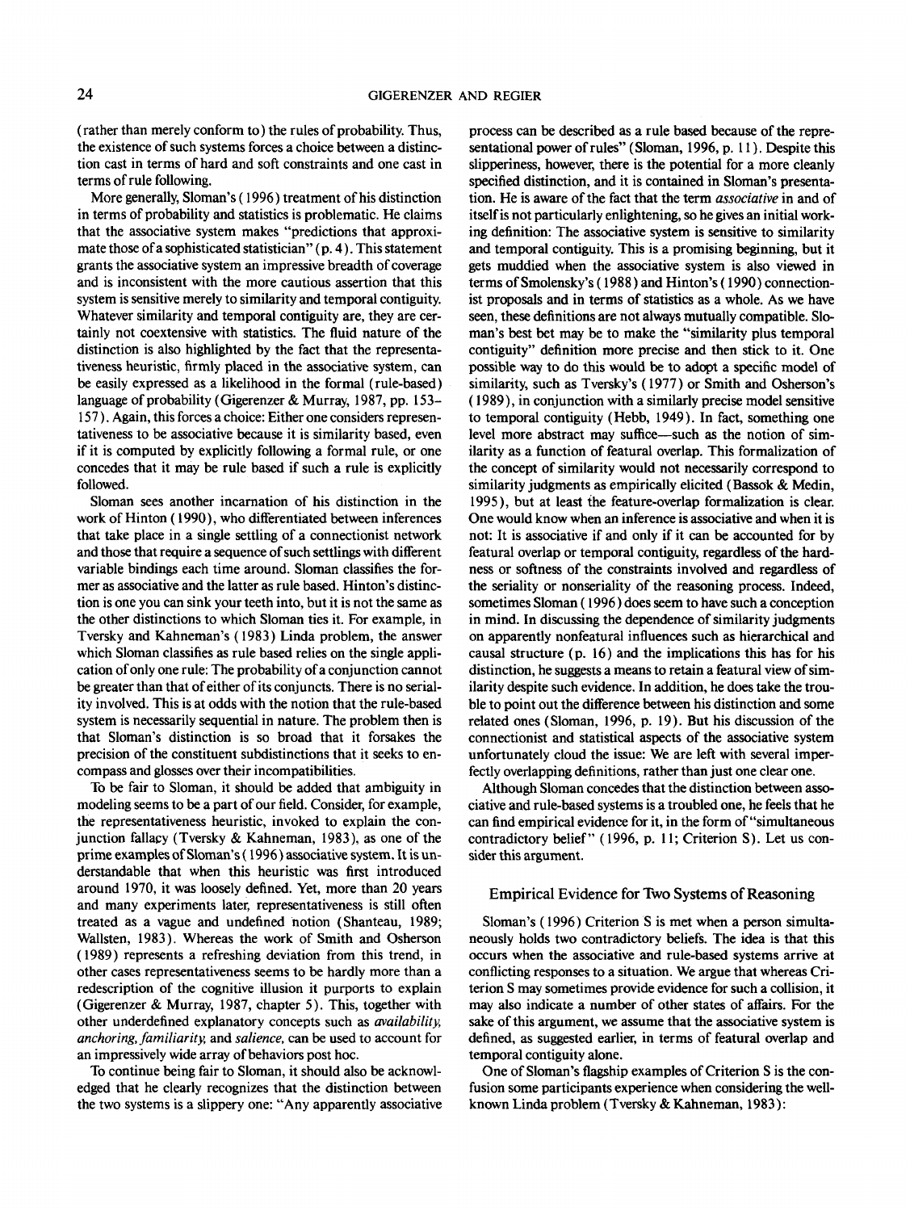(rather than merely conform to) the rules of probability. Thus, the existence of such systems forces a choice between a distinction cast in terms of hard and soft constraints and one cast in terms of rule following.

More generally, Sloman's (1996) treatment of his distinction in terms of probability and statistics is problematic. He claims that the associative system makes "predictions that approximate those of a sophisticated statistician" (p. 4). This statement grants the associative system an impressive breadth of coverage and is inconsistent with the more cautious assertion that this system is sensitive merely to similarity and temporal contiguity. Whatever similarity and temporal contiguity are, they are certainly not coextensive with statistics. The fluid nature of the distinction is also highlighted by the fact that the representativeness heuristic, firmly placed in the associative system, can be easily expressed as a likelihood in the formal (rule-based) language of probability (Gigerenzer & Murray, 1987, pp. 153–157). Again, this forces a choice: Either one considers representativeness to be associative because it is similarity based, even if it is computed by explicitly following a formal rule, or one concedes that it may be rule based if such a rule is explicitly followed.

Sloman sees another incarnation of his distinction in the work of Hinton (1990), who differentiated between inferences that take place in a single settling of a connectionist network and those that require a sequence of such settlings with different variable bindings each time around. Sloman classifies the former as associative and the latter as rule based. Hinton's distinction is one you can sink your teeth into, but it is not the same as the other distinctions to which Sloman ties it. For example, in Tversky and Kahneman's (1983) Linda problem, the answer which Sloman classifies as rule based relies on the single application of only one rule: The probability of a conjunction cannot be greater than that of either of its conjuncts. There is no seriality involved. This is at odds with the notion that the rule-based system is necessarily sequential in nature. The problem then is that Sloman's distinction is so broad that it forsakes the precision of the constituent subdistinctions that it seeks to encompass and glosses over their incompatibilities.

To be fair to Sloman, it should be added that ambiguity in modeling seems to be a part of our field. Consider, for example, the representativeness heuristic, invoked to explain the conjunction fallacy (Tversky & Kahneman, 1983), as one of the prime examples of Sloman's (1996) associative system. It is understandable that when this heuristic was first introduced around 1970, it was loosely defined. Yet, more than 20 years and many experiments later, representativeness is still often treated as a vague and undefined notion (Shanteau, 1989; Wallsten, 1983). Whereas the work of Smith and Osherson (1989) represents a refreshing deviation from this trend, in other cases representativeness seems to be hardly more than a redescription of the cognitive illusion it purports to explain (Gigerenzer & Murray, 1987, chapter 5). This, together with other underdefined explanatory concepts such as *availability, anchoring, familiarity,* and *salience,* can be used to account for an impressively wide array of behaviors post hoc.

To continue being fair to Sloman, it should also be acknowledged that he clearly recognizes that the distinction between the two systems is a slippery one: "Any apparently associative process can be described as a rule based because of the representational power of rules" (Sloman, 1996, p. 11). Despite this slipperiness, however, there is the potential for a more cleanly specified distinction, and it is contained in Sloman's presentation. He is aware of the fact that the term *associative* in and of itself is not particularly enlightening, so he gives an initial working definition: The associative system is sensitive to similarity and temporal contiguity. This is a promising beginning, but it gets muddied when the associative system is also viewed in terms of Smolensky's (1988) and Hinton's (1990) connectionist proposals and in terms of statistics as a whole. As we have seen, these definitions are not always mutually compatible. Sloman's best bet may be to make the "similarity plus temporal contiguity" definition more precise and then stick to it. One possible way to do this would be to adopt a specific model of similarity, such as Tversky's (1977) or Smith and Osherson's (1989), in conjunction with a similarly precise model sensitive to temporal contiguity (Hebb, 1949). In fact, something one level more abstract may suffice—such as the notion of similarity as a function of featural overlap. This formalization of the concept of similarity would not necessarily correspond to similarity judgments as empirically elicited (Bassok & Medin, 1995), but at least the feature-overlap formalization is clear. One would know when an inference is associative and when it is not: It is associative if and only if it can be accounted for by featural overlap or temporal contiguity, regardless of the hardness or softness of the constraints involved and regardless of the seriality or nonseriality of the reasoning process. Indeed, sometimes Sloman (1996) does seem to have such a conception in mind. In discussing the dependence of similarity judgments on apparently nonfeatural influences such as hierarchical and causal structure (p. 16) and the implications this has for his distinction, he suggests a means to retain a featural view of similarity despite such evidence. In addition, he does take the trouble to point out the difference between his distinction and some related ones (Sloman, 1996, p. 19). But his discussion of the connectionist and statistical aspects of the associative system unfortunately cloud the issue: We are left with several imperfectly overlapping definitions, rather than just one clear one.

Although Sloman concedes that the distinction between associative and rule-based systems is a troubled one, he feels that he can find empirical evidence for it, in the form of "simultaneous contradictory belief" (1996, p. 11; Criterion S). Let us consider this argument.

## Empirical Evidence for Two Systems of Reasoning

Sloman's (1996) Criterion S is met when a person simultaneously holds two contradictory beliefs. The idea is that this occurs when the associative and rule-based systems arrive at conflicting responses to a situation. We argue that whereas Criterion S may sometimes provide evidence for such a collision, it may also indicate a number of other states of affairs. For the sake of this argument, we assume that the associative system is defined, as suggested earlier, in terms of featural overlap and temporal contiguity alone.

One of Sloman's flagship examples of Criterion S is the confusion some participants experience when considering the well-known Linda problem (Tversky & Kahneman, 1983):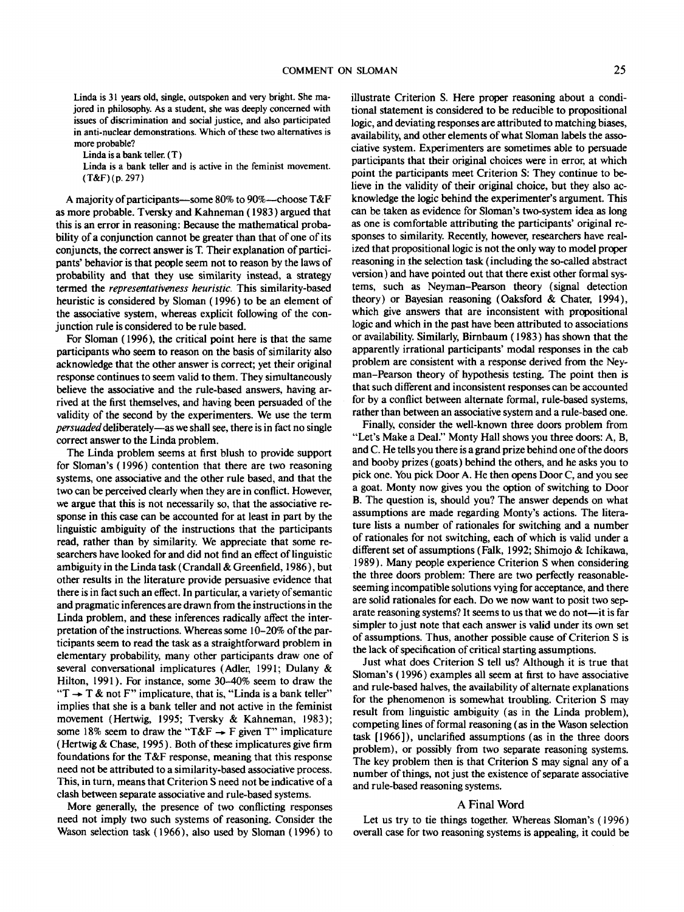> Linda is 31 years old, single, outspoken and very bright. She majored in philosophy. As a student, she was deeply concerned with issues of discrimination and social justice, and also participated in anti-nuclear demonstrations. Which of these two alternatives is more probable?
>
> Linda is a bank teller. (T)
>
> Linda is a bank teller and is active in the feminist movement. (T&F) (p. 297)

A majority of participants—some 80% to 90%—choose T&F as more probable. Tversky and Kahneman (1983) argued that this is an error in reasoning: Because the mathematical probability of a conjunction cannot be greater than that of one of its conjuncts, the correct answer is T. Their explanation of participants' behavior is that people seem not to reason by the laws of probability and that they use similarity instead, a strategy termed the *representativeness heuristic.* This similarity-based heuristic is considered by Sloman (1996) to be an element of the associative system, whereas explicit following of the conjunction rule is considered to be rule based.

For Sloman (1996), the critical point here is that the same participants who seem to reason on the basis of similarity also acknowledge that the other answer is correct; yet their original response continues to seem valid to them. They simultaneously believe the associative and the rule-based answers, having arrived at the first themselves, and having been persuaded of the validity of the second by the experimenters. We use the term *persuaded* deliberately—as we shall see, there is in fact no single correct answer to the Linda problem.

The Linda problem seems at first blush to provide support for Sloman's (1996) contention that there are two reasoning systems, one associative and the other rule based, and that the two can be perceived clearly when they are in conflict. However, we argue that this is not necessarily so, that the associative response in this case can be accounted for at least in part by the linguistic ambiguity of the instructions that the participants read, rather than by similarity. We appreciate that some researchers have looked for and did not find an effect of linguistic ambiguity in the Linda task (Crandall & Greenfield, 1986), but other results in the literature provide persuasive evidence that there is in fact such an effect. In particular, a variety of semantic and pragmatic inferences are drawn from the instructions in the Linda problem, and these inferences radically affect the interpretation of the instructions. Whereas some 10–20% of the participants seem to read the task as a straightforward problem in elementary probability, many other participants draw one of several conversational implicatures (Adler, 1991; Dulany & Hilton, 1991). For instance, some 30–40% seem to draw the "T → T & not F" implicature, that is, "Linda is a bank teller" implies that she is a bank teller and not active in the feminist movement (Hertwig, 1995; Tversky & Kahneman, 1983); some 18% seem to draw the "T&F → F given T" implicature (Hertwig & Chase, 1995). Both of these implicatures give firm foundations for the T&F response, meaning that this response need not be attributed to a similarity-based associative process. This, in turn, means that Criterion S need not be indicative of a clash between separate associative and rule-based systems.

More generally, the presence of two conflicting responses need not imply two such systems of reasoning. Consider the Wason selection task (1966), also used by Sloman (1996) to illustrate Criterion S. Here proper reasoning about a conditional statement is considered to be reducible to propositional logic, and deviating responses are attributed to matching biases, availability, and other elements of what Sloman labels the associative system. Experimenters are sometimes able to persuade participants that their original choices were in error, at which point the participants meet Criterion S: They continue to believe in the validity of their original choice, but they also acknowledge the logic behind the experimenter's argument. This can be taken as evidence for Sloman's two-system idea as long as one is comfortable attributing the participants' original responses to similarity. Recently, however, researchers have realized that propositional logic is not the only way to model proper reasoning in the selection task (including the so-called abstract version) and have pointed out that there exist other formal systems, such as Neyman–Pearson theory (signal detection theory) or Bayesian reasoning (Oaksford & Chater, 1994), which give answers that are inconsistent with propositional logic and which in the past have been attributed to associations or availability. Similarly, Birnbaum (1983) has shown that the apparently irrational participants' modal responses in the cab problem are consistent with a response derived from the Neyman–Pearson theory of hypothesis testing. The point then is that such different and inconsistent responses can be accounted for by a conflict between alternate formal, rule-based systems, rather than between an associative system and a rule-based one.

Finally, consider the well-known three doors problem from "Let's Make a Deal." Monty Hall shows you three doors: A, B, and C. He tells you there is a grand prize behind one of the doors and booby prizes (goats) behind the others, and he asks you to pick one. You pick Door A. He then opens Door C, and you see a goat. Monty now gives you the option of switching to Door B. The question is, should you? The answer depends on what assumptions are made regarding Monty's actions. The literature lists a number of rationales for switching and a number of rationales for not switching, each of which is valid under a different set of assumptions (Falk, 1992; Shimojo & Ichikawa, 1989). Many people experience Criterion S when considering the three doors problem: There are two perfectly reasonable-seeming incompatible solutions vying for acceptance, and there are solid rationales for each. Do we now want to posit two separate reasoning systems? It seems to us that we do not—it is far simpler to just note that each answer is valid under its own set of assumptions. Thus, another possible cause of Criterion S is the lack of specification of critical starting assumptions.

Just what does Criterion S tell us? Although it is true that Sloman's (1996) examples all seem at first to have associative and rule-based halves, the availability of alternate explanations for the phenomenon is somewhat troubling. Criterion S may result from linguistic ambiguity (as in the Linda problem), competing lines of formal reasoning (as in the Wason selection task [1966]), unclarified assumptions (as in the three doors problem), or possibly from two separate reasoning systems. The key problem then is that Criterion S may signal any of a number of things, not just the existence of separate associative and rule-based reasoning systems.

## A Final Word

Let us try to tie things together. Whereas Sloman's (1996) overall case for two reasoning systems is appealing, it could be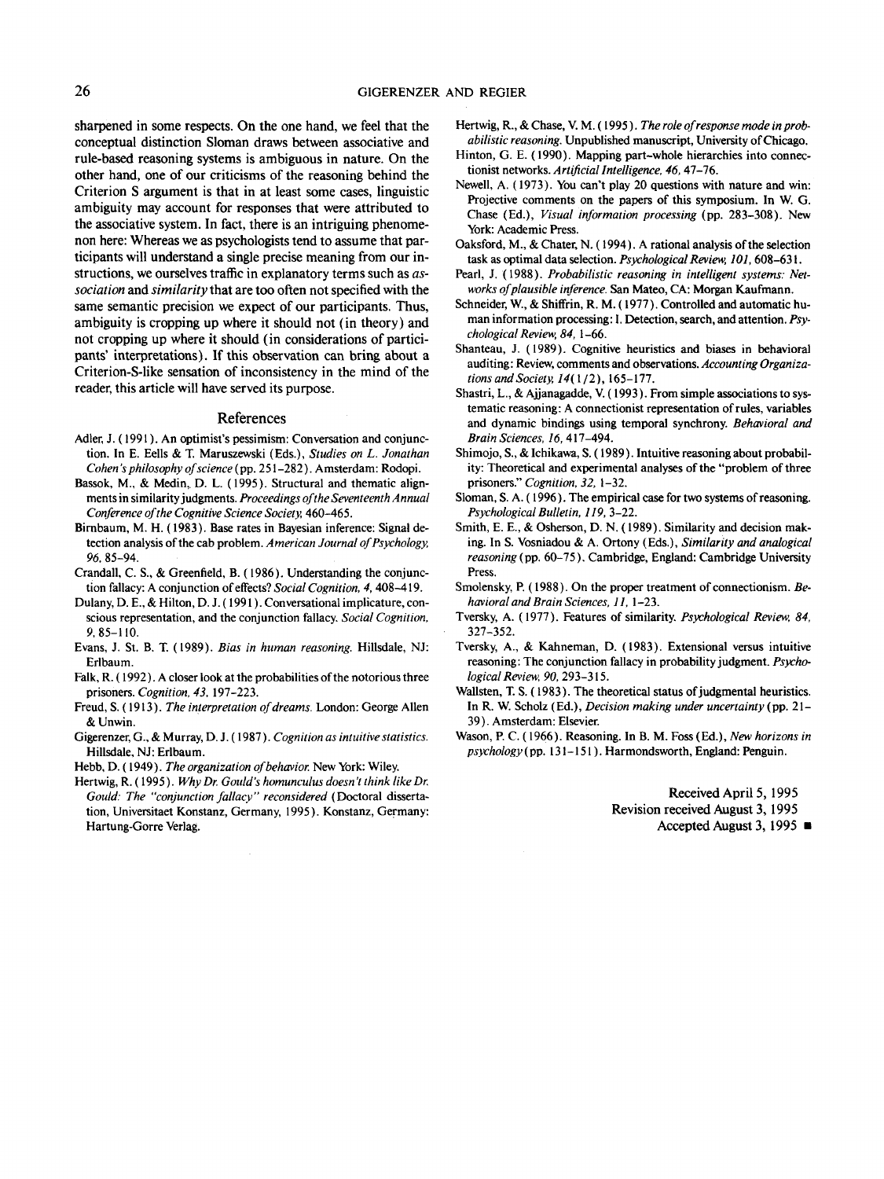sharpened in some respects. On the one hand, we feel that the conceptual distinction Sloman draws between associative and rule-based reasoning systems is ambiguous in nature. On the other hand, one of our criticisms of the reasoning behind the Criterion S argument is that in at least some cases, linguistic ambiguity may account for responses that were attributed to the associative system. In fact, there is an intriguing phenomenon here: Whereas we as psychologists tend to assume that participants will understand a single precise meaning from our instructions, we ourselves traffic in explanatory terms such as *association* and *similarity* that are too often not specified with the same semantic precision we expect of our participants. Thus, ambiguity is cropping up where it should not (in theory) and not cropping up where it should (in considerations of participants' interpretations). If this observation can bring about a Criterion-S-like sensation of inconsistency in the mind of the reader, this article will have served its purpose.

## References

Adler, J. (1991). An optimist's pessimism: Conversation and conjunction. In E. Eells & T. Maruszewski (Eds.), *Studies on L. Jonathan Cohen's philosophy of science* (pp. 251–282). Amsterdam: Rodopi.

Bassok, M., & Medin, D. L. (1995). Structural and thematic alignments in similarity judgments. *Proceedings of the Seventeenth Annual Conference of the Cognitive Science Society,* 460–465.

Birnbaum, M. H. (1983). Base rates in Bayesian inference: Signal detection analysis of the cab problem. *American Journal of Psychology, 96,* 85–94.

Crandall, C. S., & Greenfield, B. (1986). Understanding the conjunction fallacy: A conjunction of effects? *Social Cognition, 4,* 408–419.

Dulany, D. E., & Hilton, D. J. (1991). Conversational implicature, conscious representation, and the conjunction fallacy. *Social Cognition, 9,* 85–110.

Evans, J. St. B. T. (1989). *Bias in human reasoning.* Hillsdale, NJ: Erlbaum.

Falk, R. (1992). A closer look at the probabilities of the notorious three prisoners. *Cognition, 43,* 197–223.

Freud, S. (1913). *The interpretation of dreams.* London: George Allen & Unwin.

Gigerenzer, G., & Murray, D. J. (1987). *Cognition as intuitive statistics.* Hillsdale, NJ: Erlbaum.

Hebb, D. (1949). *The organization of behavior.* New York: Wiley.

Hertwig, R. (1995). *Why Dr. Gould's homunculus doesn't think like Dr. Gould: The "conjunction fallacy" reconsidered* (Doctoral dissertation, Universitaet Konstanz, Germany, 1995). Konstanz, Germany: Hartung-Gorre Verlag.

Hertwig, R., & Chase, V. M. (1995). *The role of response mode in probabilistic reasoning.* Unpublished manuscript, University of Chicago.

Hinton, G. E. (1990). Mapping part-whole hierarchies into connectionist networks. *Artificial Intelligence, 46,* 47–76.

Newell, A. (1973). You can't play 20 questions with nature and win: Projective comments on the papers of this symposium. In W. G. Chase (Ed.), *Visual information processing* (pp. 283–308). New York: Academic Press.

Oaksford, M., & Chater, N. (1994). A rational analysis of the selection task as optimal data selection. *Psychological Review, 101,* 608–631.

Pearl, J. (1988). *Probabilistic reasoning in intelligent systems: Networks of plausible inference.* San Mateo, CA: Morgan Kaufmann.

Schneider, W., & Shiffrin, R. M. (1977). Controlled and automatic human information processing: I. Detection, search, and attention. *Psychological Review, 84,* 1–66.

Shanteau, J. (1989). Cognitive heuristics and biases in behavioral auditing: Review, comments and observations. *Accounting Organizations and Society, 14*(1/2), 165–177.

Shastri, L., & Ajjanagadde, V. (1993). From simple associations to systematic reasoning: A connectionist representation of rules, variables and dynamic bindings using temporal synchrony. *Behavioral and Brain Sciences, 16,* 417–494.

Shimojo, S., & Ichikawa, S. (1989). Intuitive reasoning about probability: Theoretical and experimental analyses of the "problem of three prisoners." *Cognition, 32,* 1–32.

Sloman, S. A. (1996). The empirical case for two systems of reasoning. *Psychological Bulletin, 119,* 3–22.

Smith, E. E., & Osherson, D. N. (1989). Similarity and decision making. In S. Vosniadou & A. Ortony (Eds.), *Similarity and analogical reasoning* (pp. 60–75). Cambridge, England: Cambridge University Press.

Smolensky, P. (1988). On the proper treatment of connectionism. *Behavioral and Brain Sciences, 11,* 1–23.

Tversky, A. (1977). Features of similarity. *Psychological Review, 84,* 327–352.

Tversky, A., & Kahneman, D. (1983). Extensional versus intuitive reasoning: The conjunction fallacy in probability judgment. *Psychological Review, 90,* 293–315.

Wallsten, T. S. (1983). The theoretical status of judgmental heuristics. In R. W. Scholz (Ed.), *Decision making under uncertainty* (pp. 21–39). Amsterdam: Elsevier.

Wason, P. C. (1966). Reasoning. In B. M. Foss (Ed.), *New horizons in psychology* (pp. 131–151). Harmondsworth, England: Penguin.

Received April 5, 1995
Revision received August 3, 1995
Accepted August 3, 1995 ■